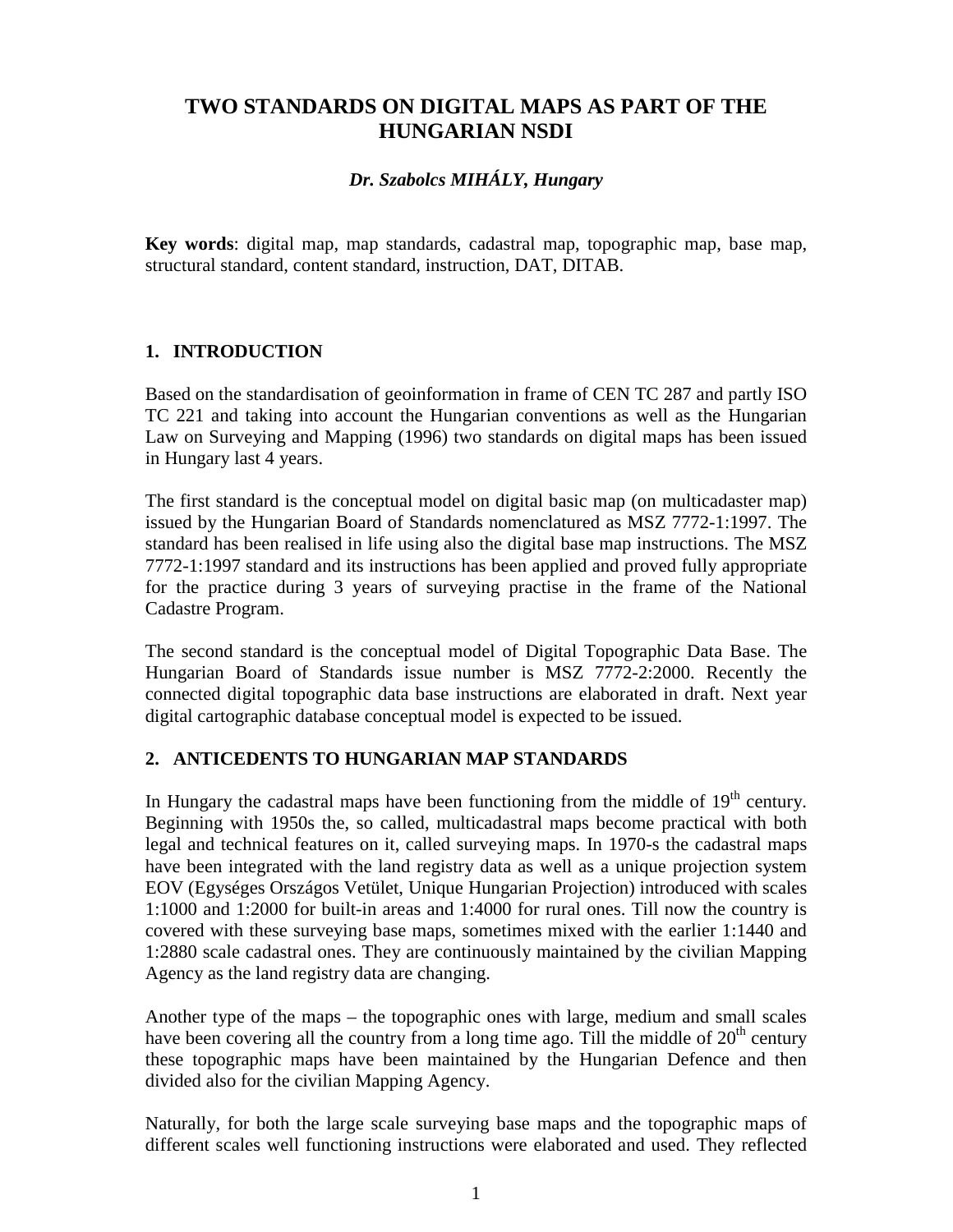# TWO STANDARDS ON DIGITAL MAPS AS PART OF THE HUNGARIAN NSDI

***Dr. Szabolcs MIHÁLY, Hungary***

**Key words**: digital map, map standards, cadastral map, topographic map, base map, structural standard, content standard, instruction, DAT, DITAB.

## 1. INTRODUCTION

Based on the standardisation of geoinformation in frame of CEN TC 287 and partly ISO TC 221 and taking into account the Hungarian conventions as well as the Hungarian Law on Surveying and Mapping (1996) two standards on digital maps has been issued in Hungary last 4 years.

The first standard is the conceptual model on digital basic map (on multicadaster map) issued by the Hungarian Board of Standards nomenclatured as MSZ 7772-1:1997. The standard has been realised in life using also the digital base map instructions. The MSZ 7772-1:1997 standard and its instructions has been applied and proved fully appropriate for the practice during 3 years of surveying practise in the frame of the National Cadastre Program.

The second standard is the conceptual model of Digital Topographic Data Base. The Hungarian Board of Standards issue number is MSZ 7772-2:2000. Recently the connected digital topographic data base instructions are elaborated in draft. Next year digital cartographic database conceptual model is expected to be issued.

## 2. ANTICEDENTS TO HUNGARIAN MAP STANDARDS

In Hungary the cadastral maps have been functioning from the middle of 19th century. Beginning with 1950s the, so called, multicadastral maps become practical with both legal and technical features on it, called surveying maps. In 1970-s the cadastral maps have been integrated with the land registry data as well as a unique projection system EOV (Egységes Országos Vetület, Unique Hungarian Projection) introduced with scales 1:1000 and 1:2000 for built-in areas and 1:4000 for rural ones. Till now the country is covered with these surveying base maps, sometimes mixed with the earlier 1:1440 and 1:2880 scale cadastral ones. They are continuously maintained by the civilian Mapping Agency as the land registry data are changing.

Another type of the maps – the topographic ones with large, medium and small scales have been covering all the country from a long time ago. Till the middle of 20th century these topographic maps have been maintained by the Hungarian Defence and then divided also for the civilian Mapping Agency.

Naturally, for both the large scale surveying base maps and the topographic maps of different scales well functioning instructions were elaborated and used. They reflected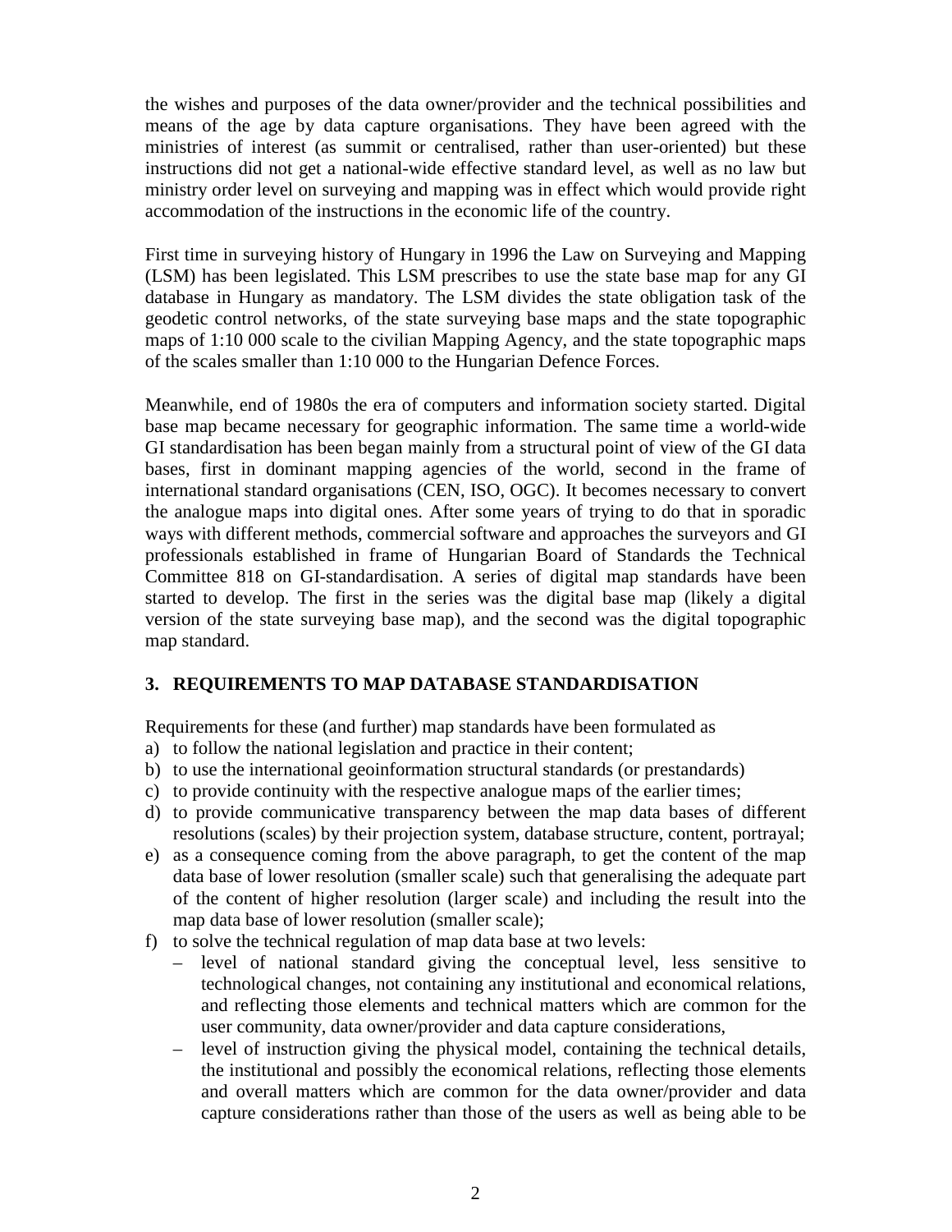the wishes and purposes of the data owner/provider and the technical possibilities and means of the age by data capture organisations. They have been agreed with the ministries of interest (as summit or centralised, rather than user-oriented) but these instructions did not get a national-wide effective standard level, as well as no law but ministry order level on surveying and mapping was in effect which would provide right accommodation of the instructions in the economic life of the country.

First time in surveying history of Hungary in 1996 the Law on Surveying and Mapping (LSM) has been legislated. This LSM prescribes to use the state base map for any GI database in Hungary as mandatory. The LSM divides the state obligation task of the geodetic control networks, of the state surveying base maps and the state topographic maps of 1:10 000 scale to the civilian Mapping Agency, and the state topographic maps of the scales smaller than 1:10 000 to the Hungarian Defence Forces.

Meanwhile, end of 1980s the era of computers and information society started. Digital base map became necessary for geographic information. The same time a world-wide GI standardisation has been began mainly from a structural point of view of the GI data bases, first in dominant mapping agencies of the world, second in the frame of international standard organisations (CEN, ISO, OGC). It becomes necessary to convert the analogue maps into digital ones. After some years of trying to do that in sporadic ways with different methods, commercial software and approaches the surveyors and GI professionals established in frame of Hungarian Board of Standards the Technical Committee 818 on GI-standardisation. A series of digital map standards have been started to develop. The first in the series was the digital base map (likely a digital version of the state surveying base map), and the second was the digital topographic map standard.

## 3. REQUIREMENTS TO MAP DATABASE STANDARDISATION

Requirements for these (and further) map standards have been formulated as

a) to follow the national legislation and practice in their content;
b) to use the international geoinformation structural standards (or prestandards)
c) to provide continuity with the respective analogue maps of the earlier times;
d) to provide communicative transparency between the map data bases of different resolutions (scales) by their projection system, database structure, content, portrayal;
e) as a consequence coming from the above paragraph, to get the content of the map data base of lower resolution (smaller scale) such that generalising the adequate part of the content of higher resolution (larger scale) and including the result into the map data base of lower resolution (smaller scale);
f) to solve the technical regulation of map data base at two levels:
   - level of national standard giving the conceptual level, less sensitive to technological changes, not containing any institutional and economical relations, and reflecting those elements and technical matters which are common for the user community, data owner/provider and data capture considerations,
   - level of instruction giving the physical model, containing the technical details, the institutional and possibly the economical relations, reflecting those elements and overall matters which are common for the data owner/provider and data capture considerations rather than those of the users as well as being able to be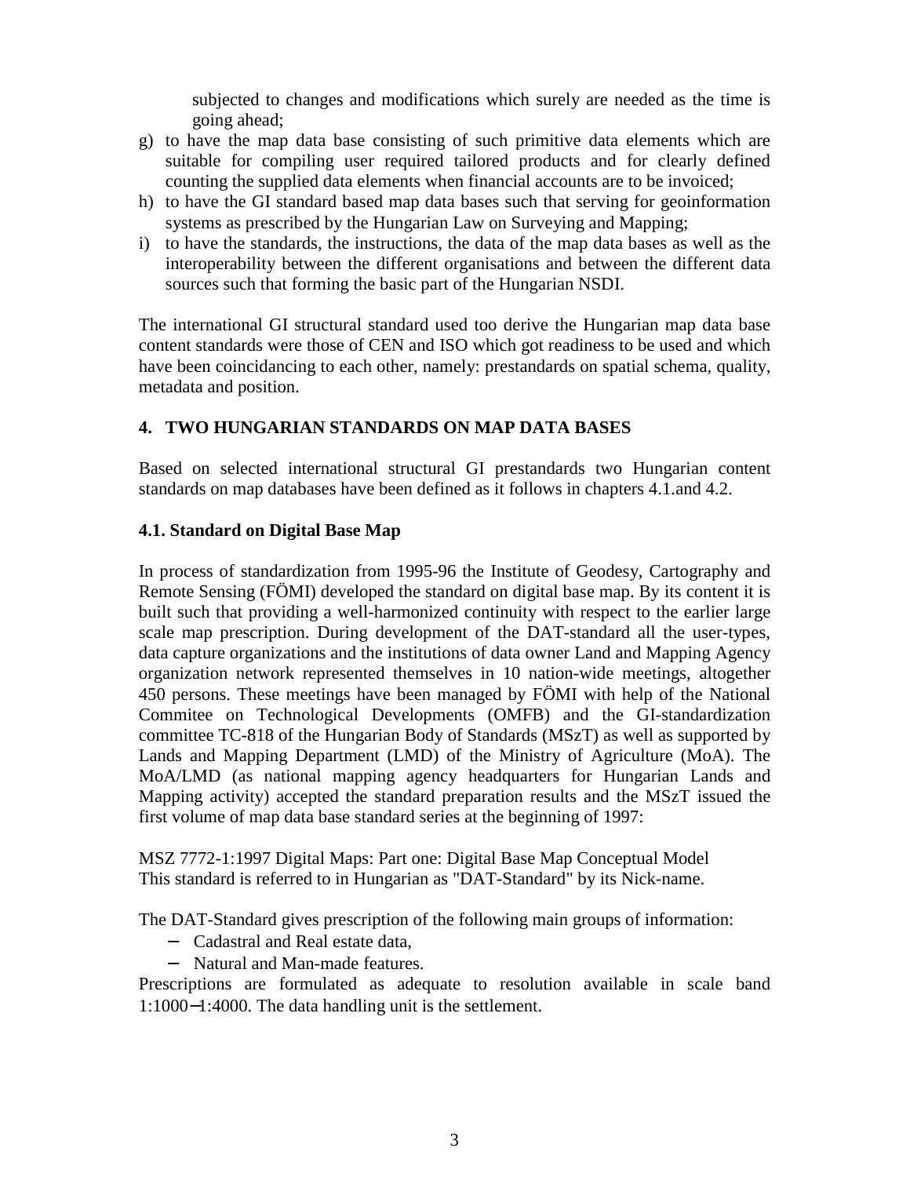subjected to changes and modifications which surely are needed as the time is going ahead;

g) to have the map data base consisting of such primitive data elements which are suitable for compiling user required tailored products and for clearly defined counting the supplied data elements when financial accounts are to be invoiced;
h) to have the GI standard based map data bases such that serving for geoinformation systems as prescribed by the Hungarian Law on Surveying and Mapping;
i) to have the standards, the instructions, the data of the map data bases as well as the interoperability between the different organisations and between the different data sources such that forming the basic part of the Hungarian NSDI.

The international GI structural standard used too derive the Hungarian map data base content standards were those of CEN and ISO which got readiness to be used and which have been coincidancing to each other, namely: prestandards on spatial schema, quality, metadata and position.

## 4. TWO HUNGARIAN STANDARDS ON MAP DATA BASES

Based on selected international structural GI prestandards two Hungarian content standards on map databases have been defined as it follows in chapters 4.1.and 4.2.

### 4.1. Standard on Digital Base Map

In process of standardization from 1995-96 the Institute of Geodesy, Cartography and Remote Sensing (FÖMI) developed the standard on digital base map. By its content it is built such that providing a well-harmonized continuity with respect to the earlier large scale map prescription. During development of the DAT-standard all the user-types, data capture organizations and the institutions of data owner Land and Mapping Agency organization network represented themselves in 10 nation-wide meetings, altogether 450 persons. These meetings have been managed by FÖMI with help of the National Commitee on Technological Developments (OMFB) and the GI-standardization committee TC-818 of the Hungarian Body of Standards (MSzT) as well as supported by Lands and Mapping Department (LMD) of the Ministry of Agriculture (MoA). The MoA/LMD (as national mapping agency headquarters for Hungarian Lands and Mapping activity) accepted the standard preparation results and the MSzT issued the first volume of map data base standard series at the beginning of 1997:

MSZ 7772-1:1997 Digital Maps: Part one: Digital Base Map Conceptual Model
This standard is referred to in Hungarian as "DAT-Standard" by its Nick-name.

The DAT-Standard gives prescription of the following main groups of information:

- Cadastral and Real estate data,
- Natural and Man-made features.

Prescriptions are formulated as adequate to resolution available in scale band 1:1000−1:4000. The data handling unit is the settlement.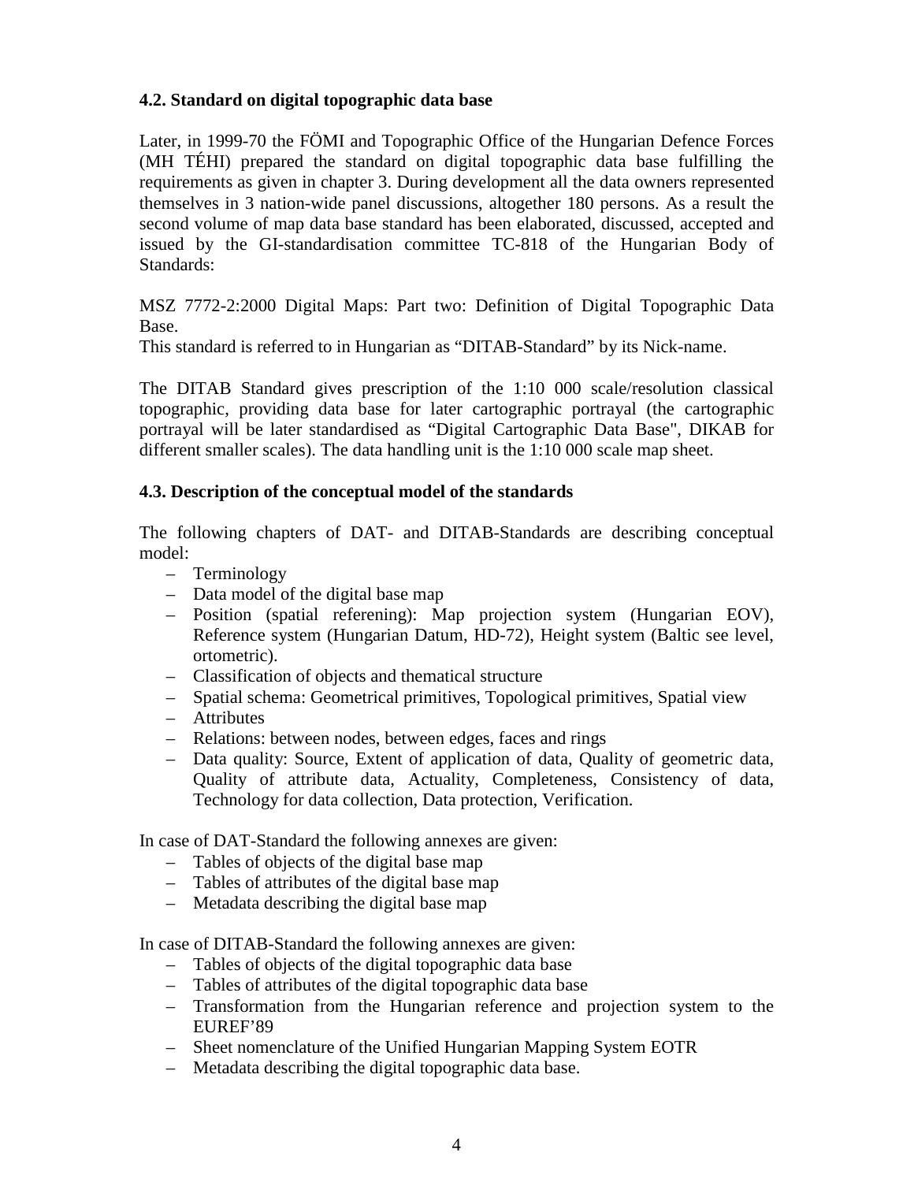### 4.2. Standard on digital topographic data base

Later, in 1999-70 the FÖMI and Topographic Office of the Hungarian Defence Forces (MH TÉHI) prepared the standard on digital topographic data base fulfilling the requirements as given in chapter 3. During development all the data owners represented themselves in 3 nation-wide panel discussions, altogether 180 persons. As a result the second volume of map data base standard has been elaborated, discussed, accepted and issued by the GI-standardisation committee TC-818 of the Hungarian Body of Standards:

MSZ 7772-2:2000 Digital Maps: Part two: Definition of Digital Topographic Data Base.
This standard is referred to in Hungarian as “DITAB-Standard” by its Nick-name.

The DITAB Standard gives prescription of the 1:10 000 scale/resolution classical topographic, providing data base for later cartographic portrayal (the cartographic portrayal will be later standardised as “Digital Cartographic Data Base", DIKAB for different smaller scales). The data handling unit is the 1:10 000 scale map sheet.

### 4.3. Description of the conceptual model of the standards

The following chapters of DAT- and DITAB-Standards are describing conceptual model:

- Terminology
- Data model of the digital base map
- Position (spatial referening): Map projection system (Hungarian EOV), Reference system (Hungarian Datum, HD-72), Height system (Baltic see level, ortometric).
- Classification of objects and thematical structure
- Spatial schema: Geometrical primitives, Topological primitives, Spatial view
- Attributes
- Relations: between nodes, between edges, faces and rings
- Data quality: Source, Extent of application of data, Quality of geometric data, Quality of attribute data, Actuality, Completeness, Consistency of data, Technology for data collection, Data protection, Verification.

In case of DAT-Standard the following annexes are given:

- Tables of objects of the digital base map
- Tables of attributes of the digital base map
- Metadata describing the digital base map

In case of DITAB-Standard the following annexes are given:

- Tables of objects of the digital topographic data base
- Tables of attributes of the digital topographic data base
- Transformation from the Hungarian reference and projection system to the EUREF’89
- Sheet nomenclature of the Unified Hungarian Mapping System EOTR
- Metadata describing the digital topographic data base.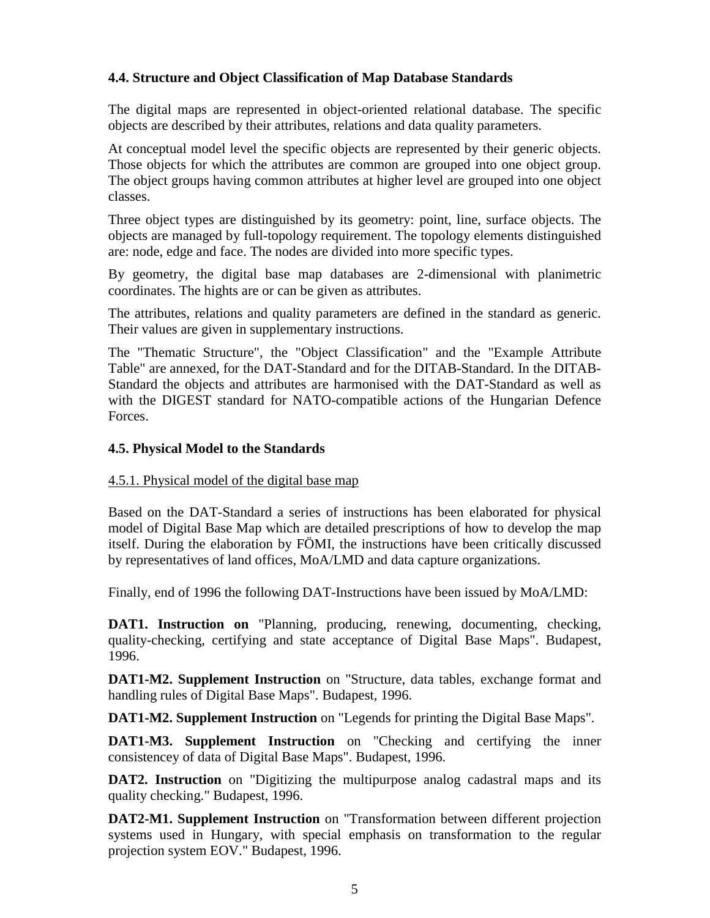### 4.4. Structure and Object Classification of Map Database Standards

The digital maps are represented in object-oriented relational database. The specific objects are described by their attributes, relations and data quality parameters.

At conceptual model level the specific objects are represented by their generic objects. Those objects for which the attributes are common are grouped into one object group. The object groups having common attributes at higher level are grouped into one object classes.

Three object types are distinguished by its geometry: point, line, surface objects. The objects are managed by full-topology requirement. The topology elements distinguished are: node, edge and face. The nodes are divided into more specific types.

By geometry, the digital base map databases are 2-dimensional with planimetric coordinates. The hights are or can be given as attributes.

The attributes, relations and quality parameters are defined in the standard as generic. Their values are given in supplementary instructions.

The "Thematic Structure", the "Object Classification" and the "Example Attribute Table" are annexed, for the DAT-Standard and for the DITAB-Standard. In the DITAB-Standard the objects and attributes are harmonised with the DAT-Standard as well as with the DIGEST standard for NATO-compatible actions of the Hungarian Defence Forces.

### 4.5. Physical Model to the Standards

4.5.1. Physical model of the digital base map

Based on the DAT-Standard a series of instructions has been elaborated for physical model of Digital Base Map which are detailed prescriptions of how to develop the map itself. During the elaboration by FÖMI, the instructions have been critically discussed by representatives of land offices, MoA/LMD and data capture organizations.

Finally, end of 1996 the following DAT-Instructions have been issued by MoA/LMD:

**DAT1. Instruction on** "Planning, producing, renewing, documenting, checking, quality-checking, certifying and state acceptance of Digital Base Maps". Budapest, 1996.

**DAT1-M2. Supplement Instruction** on "Structure, data tables, exchange format and handling rules of Digital Base Maps". Budapest, 1996.

**DAT1-M2. Supplement Instruction** on "Legends for printing the Digital Base Maps".

**DAT1-M3. Supplement Instruction** on "Checking and certifying the inner consistencey of data of Digital Base Maps". Budapest, 1996.

**DAT2. Instruction** on "Digitizing the multipurpose analog cadastral maps and its quality checking." Budapest, 1996.

**DAT2-M1. Supplement Instruction** on "Transformation between different projection systems used in Hungary, with special emphasis on transformation to the regular projection system EOV." Budapest, 1996.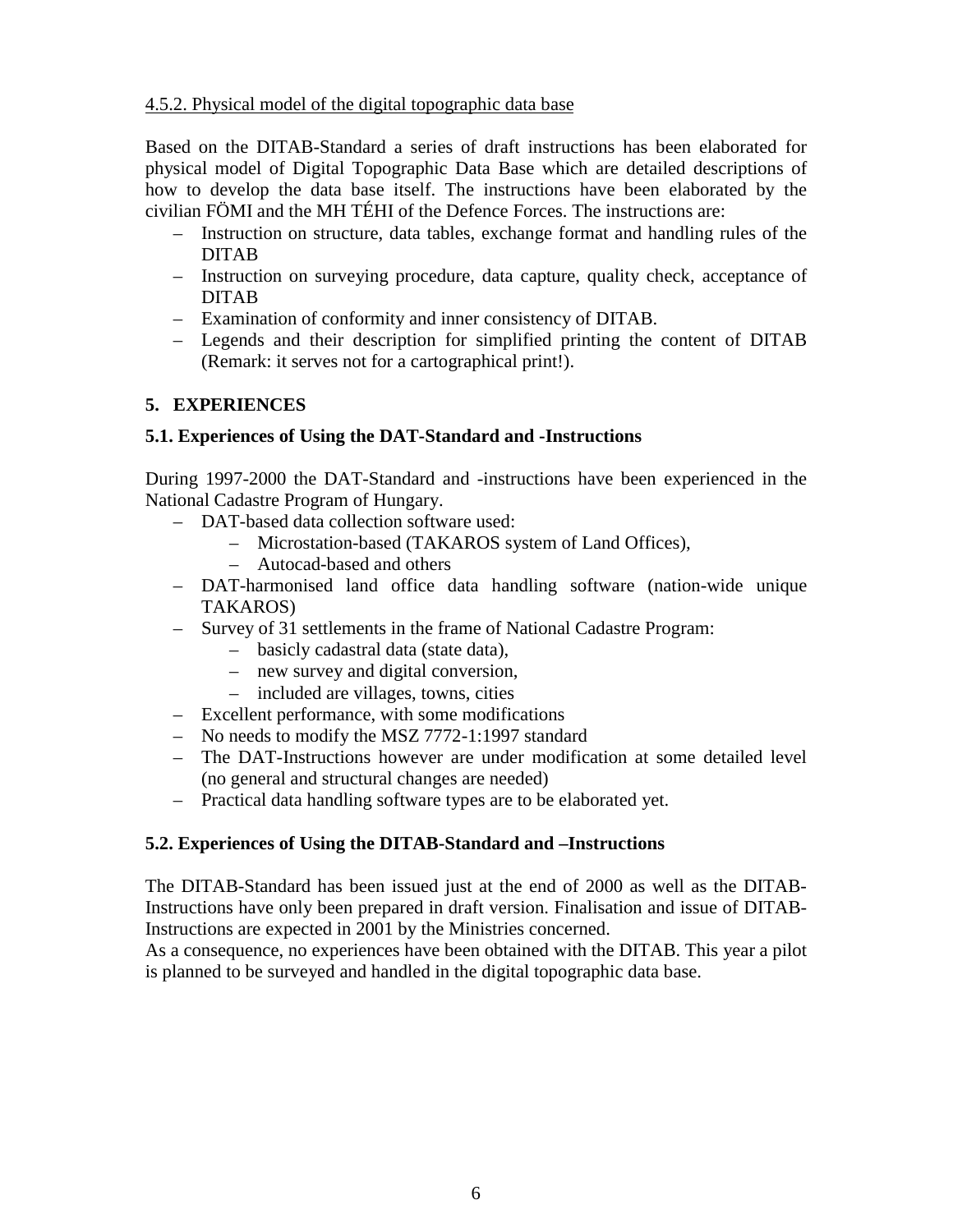4.5.2. Physical model of the digital topographic data base

Based on the DITAB-Standard a series of draft instructions has been elaborated for physical model of Digital Topographic Data Base which are detailed descriptions of how to develop the data base itself. The instructions have been elaborated by the civilian FÖMI and the MH TÉHI of the Defence Forces. The instructions are:

- Instruction on structure, data tables, exchange format and handling rules of the DITAB
- Instruction on surveying procedure, data capture, quality check, acceptance of DITAB
- Examination of conformity and inner consistency of DITAB.
- Legends and their description for simplified printing the content of DITAB (Remark: it serves not for a cartographical print!).

## 5. EXPERIENCES

### 5.1. Experiences of Using the DAT-Standard and -Instructions

During 1997-2000 the DAT-Standard and -instructions have been experienced in the National Cadastre Program of Hungary.

- DAT-based data collection software used:
  - Microstation-based (TAKAROS system of Land Offices),
  - Autocad-based and others
- DAT-harmonised land office data handling software (nation-wide unique TAKAROS)
- Survey of 31 settlements in the frame of National Cadastre Program:
  - basicly cadastral data (state data),
  - new survey and digital conversion,
  - included are villages, towns, cities
- Excellent performance, with some modifications
- No needs to modify the MSZ 7772-1:1997 standard
- The DAT-Instructions however are under modification at some detailed level (no general and structural changes are needed)
- Practical data handling software types are to be elaborated yet.

### 5.2. Experiences of Using the DITAB-Standard and –Instructions

The DITAB-Standard has been issued just at the end of 2000 as well as the DITAB-Instructions have only been prepared in draft version. Finalisation and issue of DITAB-Instructions are expected in 2001 by the Ministries concerned.

As a consequence, no experiences have been obtained with the DITAB. This year a pilot is planned to be surveyed and handled in the digital topographic data base.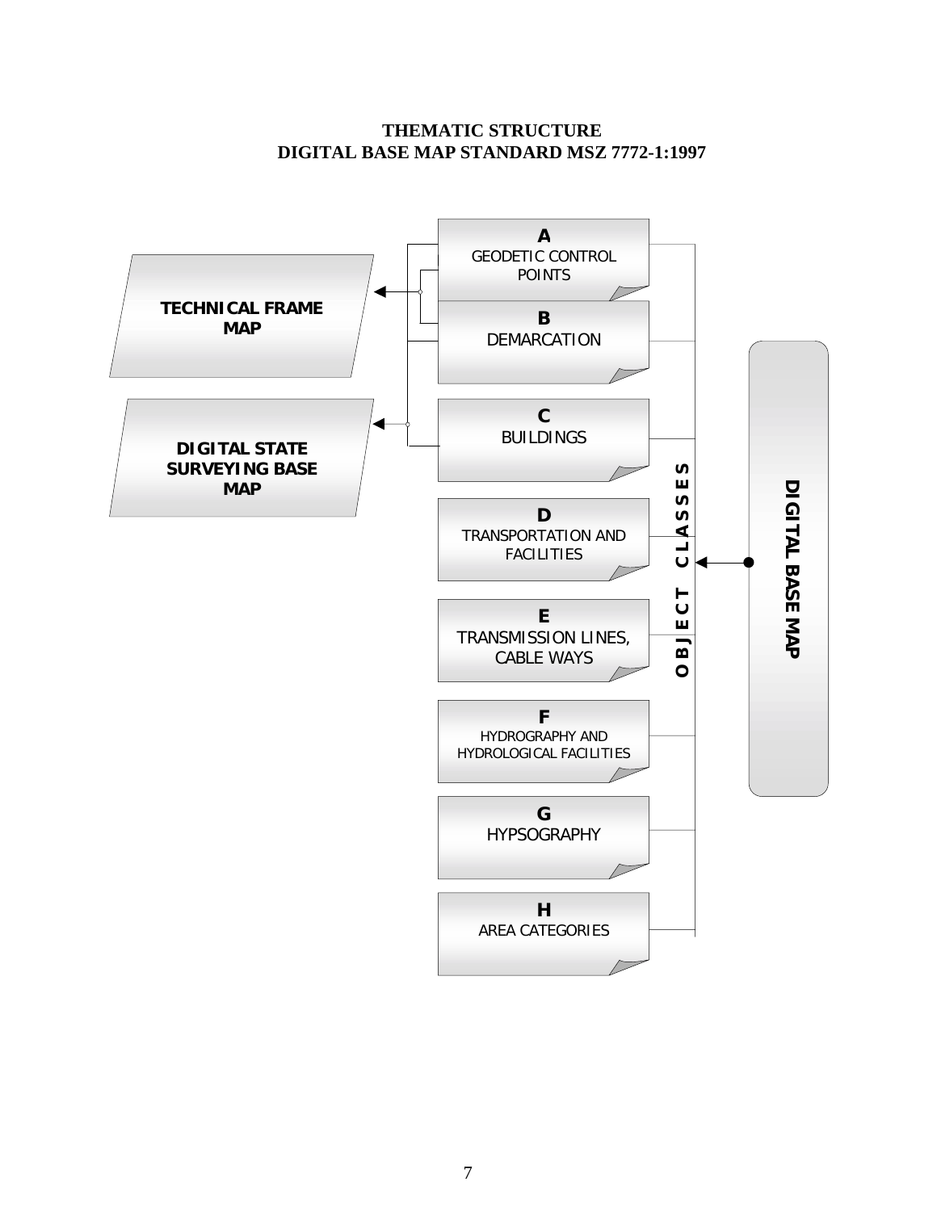# THEMATIC STRUCTURE
# DIGITAL BASE MAP STANDARD MSZ 7772-1:1997

**TECHNICAL FRAME MAP**

**DIGITAL STATE SURVEYING BASE MAP**

**A**
GEODETIC CONTROL POINTS

**B**
DEMARCATION

**C**
BUILDINGS

**D**
TRANSPORTATION AND FACILITIES

**E**
TRANSMISSION LINES, CABLE WAYS

**F**
HYDROGRAPHY AND HYDROLOGICAL FACILITIES

**G**
HYPSOGRAPHY

**H**
AREA CATEGORIES

**OBJECT CLASSES**

**DIGITAL BASE MAP**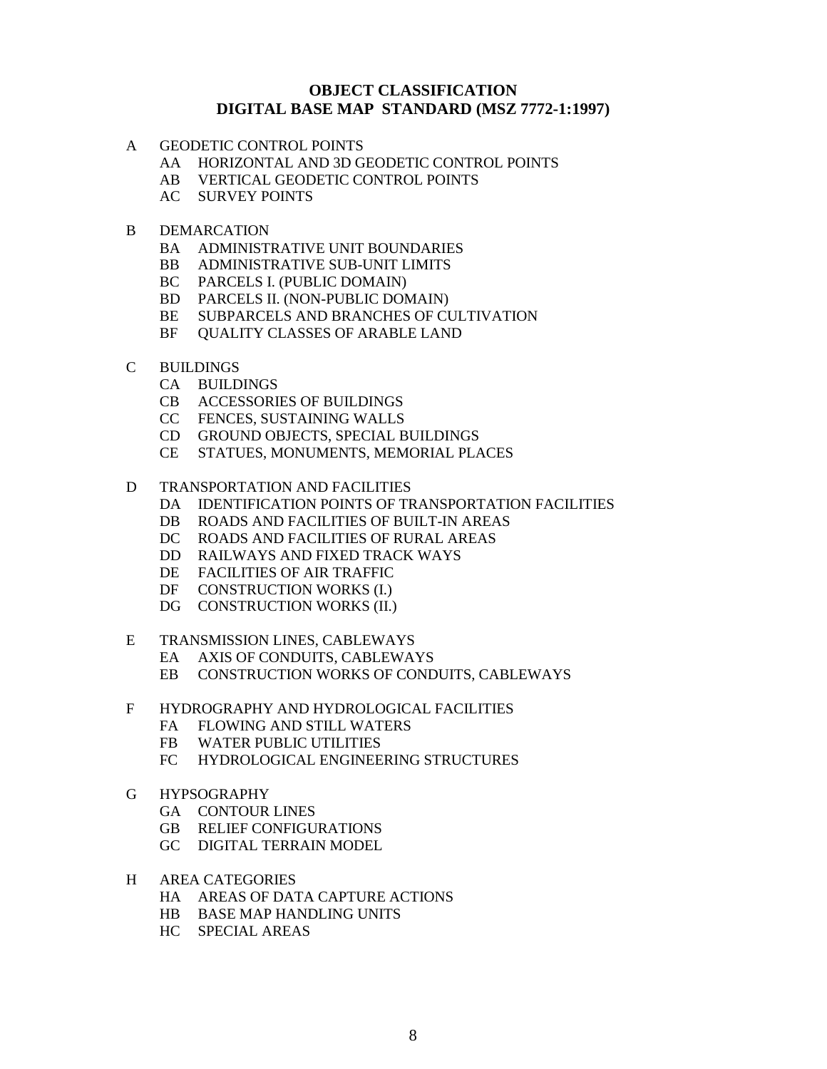## OBJECT CLASSIFICATION
## DIGITAL BASE MAP STANDARD (MSZ 7772-1:1997)

- A GEODETIC CONTROL POINTS
  - AA HORIZONTAL AND 3D GEODETIC CONTROL POINTS
  - AB VERTICAL GEODETIC CONTROL POINTS
  - AC SURVEY POINTS

- B DEMARCATION
  - BA ADMINISTRATIVE UNIT BOUNDARIES
  - BB ADMINISTRATIVE SUB-UNIT LIMITS
  - BC PARCELS I. (PUBLIC DOMAIN)
  - BD PARCELS II. (NON-PUBLIC DOMAIN)
  - BE SUBPARCELS AND BRANCHES OF CULTIVATION
  - BF QUALITY CLASSES OF ARABLE LAND

- C BUILDINGS
  - CA BUILDINGS
  - CB ACCESSORIES OF BUILDINGS
  - CC FENCES, SUSTAINING WALLS
  - CD GROUND OBJECTS, SPECIAL BUILDINGS
  - CE STATUES, MONUMENTS, MEMORIAL PLACES

- D TRANSPORTATION AND FACILITIES
  - DA IDENTIFICATION POINTS OF TRANSPORTATION FACILITIES
  - DB ROADS AND FACILITIES OF BUILT-IN AREAS
  - DC ROADS AND FACILITIES OF RURAL AREAS
  - DD RAILWAYS AND FIXED TRACK WAYS
  - DE FACILITIES OF AIR TRAFFIC
  - DF CONSTRUCTION WORKS (I.)
  - DG CONSTRUCTION WORKS (II.)

- E TRANSMISSION LINES, CABLEWAYS
  - EA AXIS OF CONDUITS, CABLEWAYS
  - EB CONSTRUCTION WORKS OF CONDUITS, CABLEWAYS

- F HYDROGRAPHY AND HYDROLOGICAL FACILITIES
  - FA FLOWING AND STILL WATERS
  - FB WATER PUBLIC UTILITIES
  - FC HYDROLOGICAL ENGINEERING STRUCTURES

- G HYPSOGRAPHY
  - GA CONTOUR LINES
  - GB RELIEF CONFIGURATIONS
  - GC DIGITAL TERRAIN MODEL

- H AREA CATEGORIES
  - HA AREAS OF DATA CAPTURE ACTIONS
  - HB BASE MAP HANDLING UNITS
  - HC SPECIAL AREAS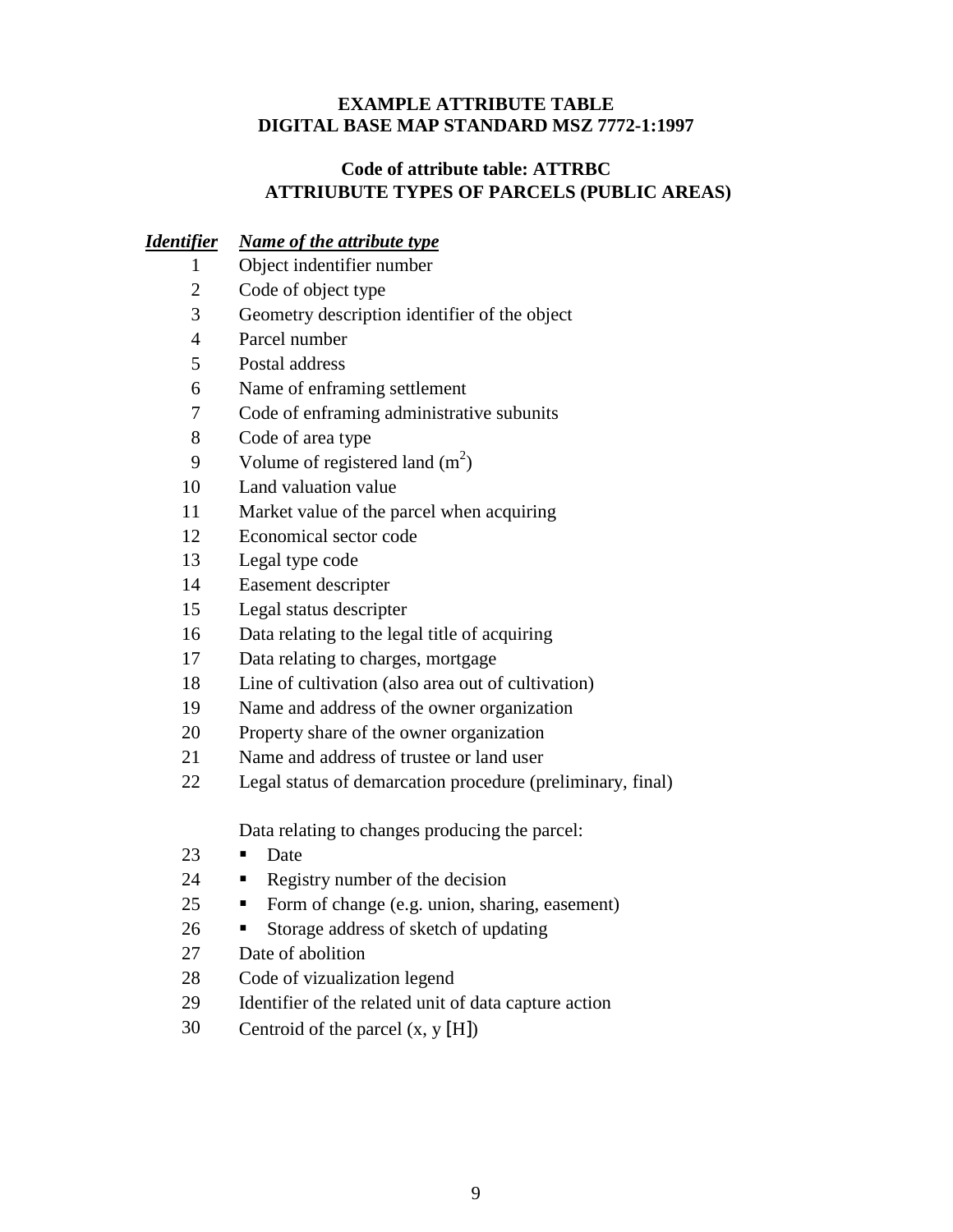**EXAMPLE ATTRIBUTE TABLE**
**DIGITAL BASE MAP STANDARD MSZ 7772-1:1997**

**Code of attribute table: ATTRBC**
**ATTRIUBUTE TYPES OF PARCELS (PUBLIC AREAS)**

| *Identifier* | *Name of the attribute type* |
|---|---|
| 1 | Object indentifier number |
| 2 | Code of object type |
| 3 | Geometry description identifier of the object |
| 4 | Parcel number |
| 5 | Postal address |
| 6 | Name of enframing settlement |
| 7 | Code of enframing administrative subunits |
| 8 | Code of area type |
| 9 | Volume of registered land ($m^2$) |
| 10 | Land valuation value |
| 11 | Market value of the parcel when acquiring |
| 12 | Economical sector code |
| 13 | Legal type code |
| 14 | Easement descripter |
| 15 | Legal status descripter |
| 16 | Data relating to the legal title of acquiring |
| 17 | Data relating to charges, mortgage |
| 18 | Line of cultivation (also area out of cultivation) |
| 19 | Name and address of the owner organization |
| 20 | Property share of the owner organization |
| 21 | Name and address of trustee or land user |
| 22 | Legal status of demarcation procedure (preliminary, final) |
| | Data relating to changes producing the parcel: |
| 23 | ▪ Date |
| 24 | ▪ Registry number of the decision |
| 25 | ▪ Form of change (e.g. union, sharing, easement) |
| 26 | ▪ Storage address of sketch of updating |
| 27 | Date of abolition |
| 28 | Code of vizualization legend |
| 29 | Identifier of the related unit of data capture action |
| 30 | Centroid of the parcel (x, y [H]) |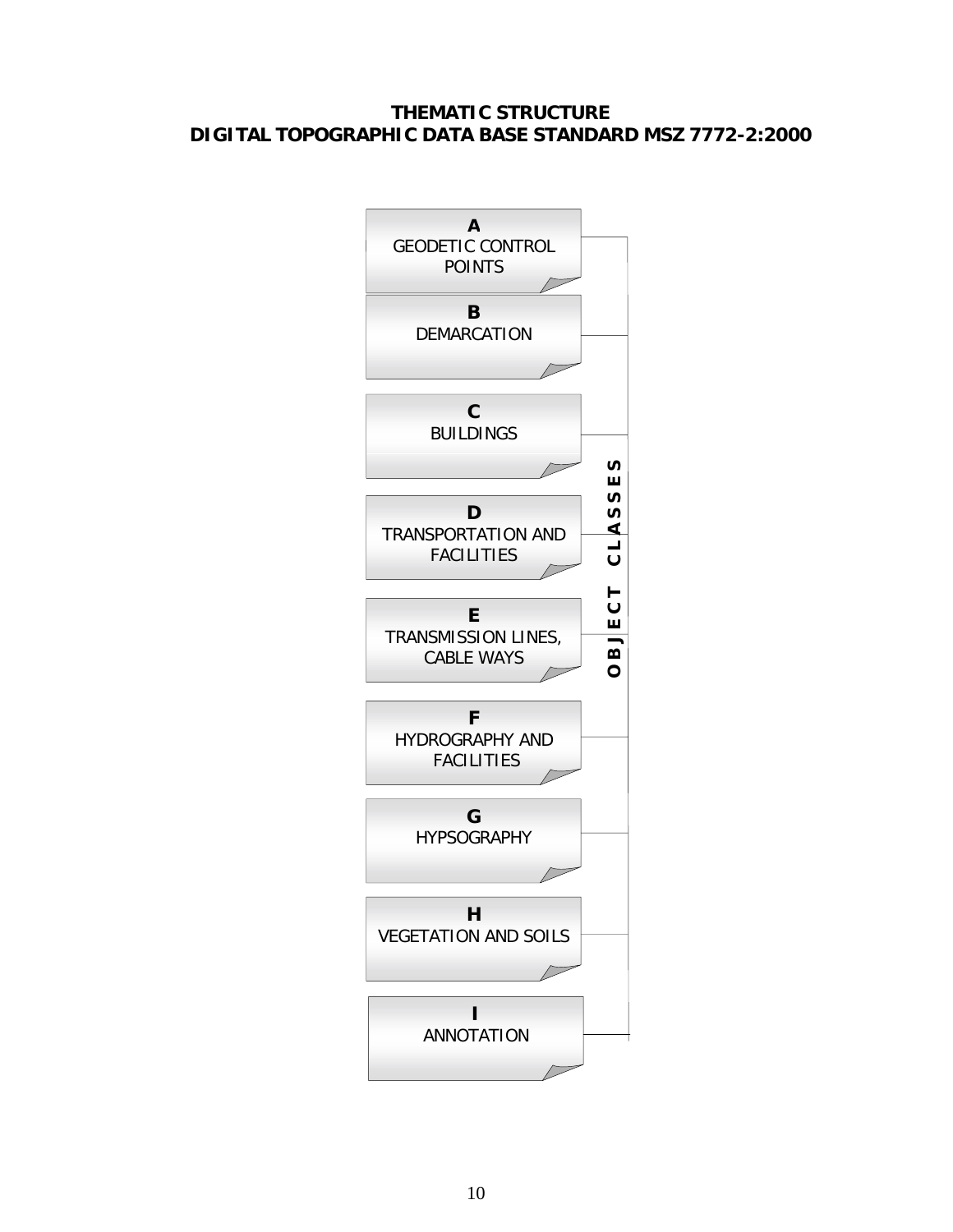# THEMATIC STRUCTURE
# DIGITAL TOPOGRAPHIC DATA BASE STANDARD MSZ 7772-2:2000

**OBJECT CLASSES**

- **A** GEODETIC CONTROL POINTS
- **B** DEMARCATION
- **C** BUILDINGS
- **D** TRANSPORTATION AND FACILITIES
- **E** TRANSMISSION LINES, CABLE WAYS
- **F** HYDROGRAPHY AND FACILITIES
- **G** HYPSOGRAPHY
- **H** VEGETATION AND SOILS
- **I** ANNOTATION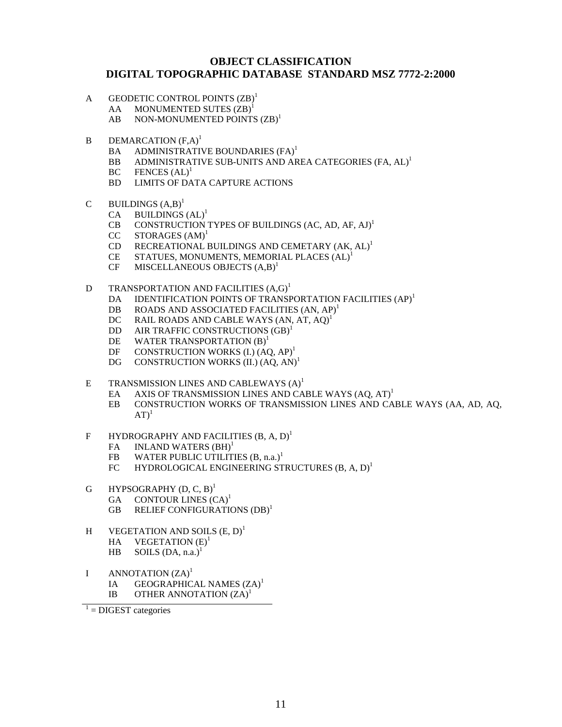## OBJECT CLASSIFICATION
## DIGITAL TOPOGRAPHIC DATABASE STANDARD MSZ 7772-2:2000

- A GEODETIC CONTROL POINTS (ZB)[1]
  - AA MONUMENTED SUTES (ZB)[1]
  - AB NON-MONUMENTED POINTS (ZB)[1]

- B DEMARCATION (F,A)[1]
  - BA ADMINISTRATIVE BOUNDARIES (FA)[1]
  - BB ADMINISTRATIVE SUB-UNITS AND AREA CATEGORIES (FA, AL)[1]
  - BC FENCES (AL)[1]
  - BD LIMITS OF DATA CAPTURE ACTIONS

- C BUILDINGS (A,B)[1]
  - CA BUILDINGS (AL)[1]
  - CB CONSTRUCTION TYPES OF BUILDINGS (AC, AD, AF, AJ)[1]
  - CC STORAGES (AM)[1]
  - CD RECREATIONAL BUILDINGS AND CEMETARY (AK, AL)[1]
  - CE STATUES, MONUMENTS, MEMORIAL PLACES (AL)[1]
  - CF MISCELLANEOUS OBJECTS (A,B)[1]

- D TRANSPORTATION AND FACILITIES (A,G)[1]
  - DA IDENTIFICATION POINTS OF TRANSPORTATION FACILITIES (AP)[1]
  - DB ROADS AND ASSOCIATED FACILITIES (AN, AP)[1]
  - DC RAIL ROADS AND CABLE WAYS (AN, AT, AQ)[1]
  - DD AIR TRAFFIC CONSTRUCTIONS (GB)[1]
  - DE WATER TRANSPORTATION (B)[1]
  - DF CONSTRUCTION WORKS (I.) (AQ, AP)[1]
  - DG CONSTRUCTION WORKS (II.) (AQ, AN)[1]

- E TRANSMISSION LINES AND CABLEWAYS (A)[1]
  - EA AXIS OF TRANSMISSION LINES AND CABLE WAYS (AQ, AT)[1]
  - EB CONSTRUCTION WORKS OF TRANSMISSION LINES AND CABLE WAYS (AA, AD, AQ, AT)[1]

- F HYDROGRAPHY AND FACILITIES (B, A, D)[1]
  - FA INLAND WATERS (BH)[1]
  - FB WATER PUBLIC UTILITIES (B, n.a.)[1]
  - FC HYDROLOGICAL ENGINEERING STRUCTURES (B, A, D)[1]

- G HYPSOGRAPHY (D, C, B)[1]
  - GA CONTOUR LINES (CA)[1]
  - GB RELIEF CONFIGURATIONS (DB)[1]

- H VEGETATION AND SOILS (E, D)[1]
  - HA VEGETATION (E)[1]
  - HB SOILS (DA, n.a.)[1]

- I ANNOTATION (ZA)[1]
  - IA GEOGRAPHICAL NAMES (ZA)[1]
  - IB OTHER ANNOTATION (ZA)[1]

---

[1] = DIGEST categories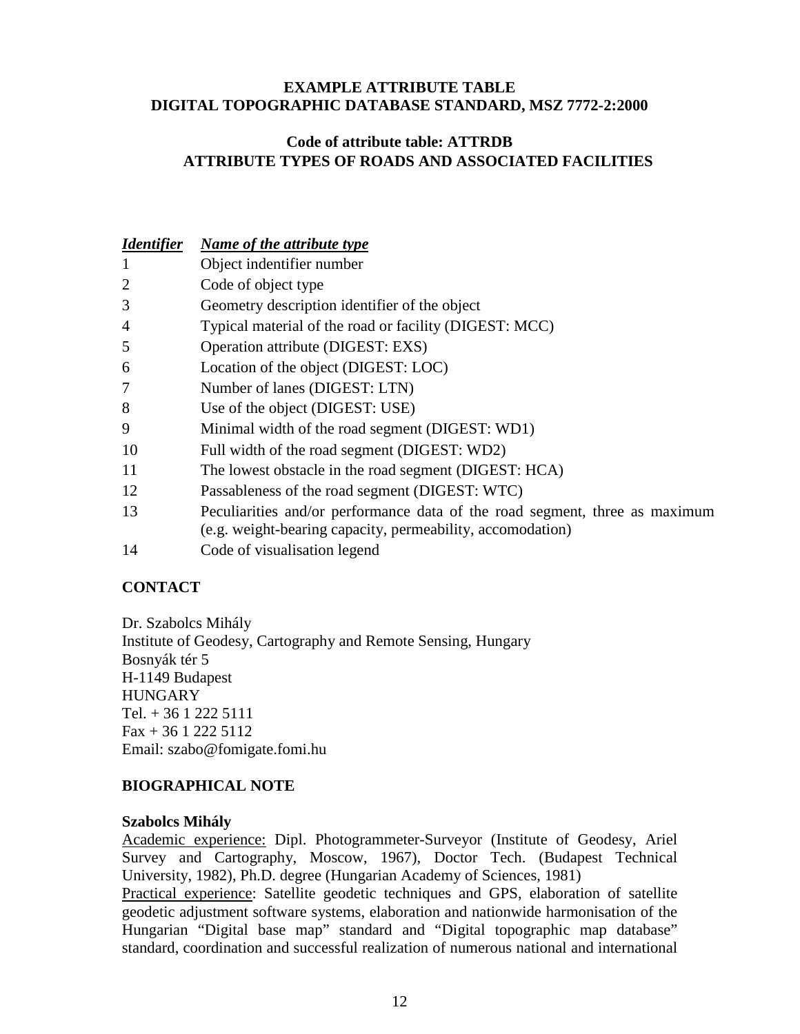**EXAMPLE ATTRIBUTE TABLE**
**DIGITAL TOPOGRAPHIC DATABASE STANDARD, MSZ 7772-2:2000**

**Code of attribute table: ATTRDB**
**ATTRIBUTE TYPES OF ROADS AND ASSOCIATED FACILITIES**

| *Identifier* | *Name of the attribute type* |
|---|---|
| 1 | Object indentifier number |
| 2 | Code of object type |
| 3 | Geometry description identifier of the object |
| 4 | Typical material of the road or facility (DIGEST: MCC) |
| 5 | Operation attribute (DIGEST: EXS) |
| 6 | Location of the object (DIGEST: LOC) |
| 7 | Number of lanes (DIGEST: LTN) |
| 8 | Use of the object (DIGEST: USE) |
| 9 | Minimal width of the road segment (DIGEST: WD1) |
| 10 | Full width of the road segment (DIGEST: WD2) |
| 11 | The lowest obstacle in the road segment (DIGEST: HCA) |
| 12 | Passableness of the road segment (DIGEST: WTC) |
| 13 | Peculiarities and/or performance data of the road segment, three as maximum (e.g. weight-bearing capacity, permeability, accomodation) |
| 14 | Code of visualisation legend |

## CONTACT

Dr. Szabolcs Mihály
Institute of Geodesy, Cartography and Remote Sensing, Hungary
Bosnyák tér 5
H-1149 Budapest
HUNGARY
Tel. + 36 1 222 5111
Fax + 36 1 222 5112
Email: szabo@fomigate.fomi.hu

## BIOGRAPHICAL NOTE

**Szabolcs Mihály**

Academic experience: Dipl. Photogrammeter-Surveyor (Institute of Geodesy, Ariel Survey and Cartography, Moscow, 1967), Doctor Tech. (Budapest Technical University, 1982), Ph.D. degree (Hungarian Academy of Sciences, 1981)

Practical experience: Satellite geodetic techniques and GPS, elaboration of satellite geodetic adjustment software systems, elaboration and nationwide harmonisation of the Hungarian "Digital base map" standard and "Digital topographic map database" standard, coordination and successful realization of numerous national and international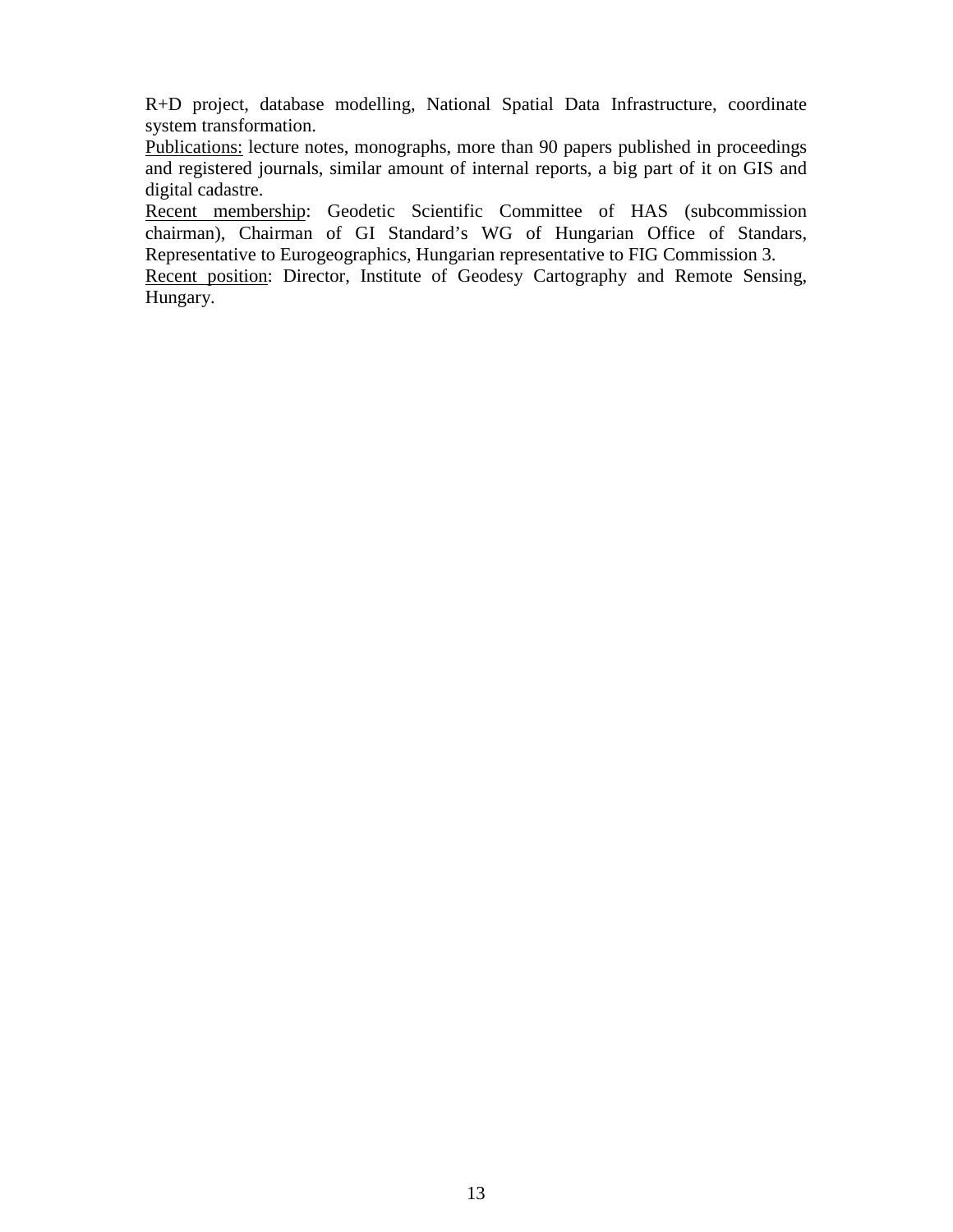R+D project, database modelling, National Spatial Data Infrastructure, coordinate system transformation.

Publications: lecture notes, monographs, more than 90 papers published in proceedings and registered journals, similar amount of internal reports, a big part of it on GIS and digital cadastre.

Recent membership: Geodetic Scientific Committee of HAS (subcommission chairman), Chairman of GI Standard's WG of Hungarian Office of Standars, Representative to Eurogeographics, Hungarian representative to FIG Commission 3.

Recent position: Director, Institute of Geodesy Cartography and Remote Sensing, Hungary.